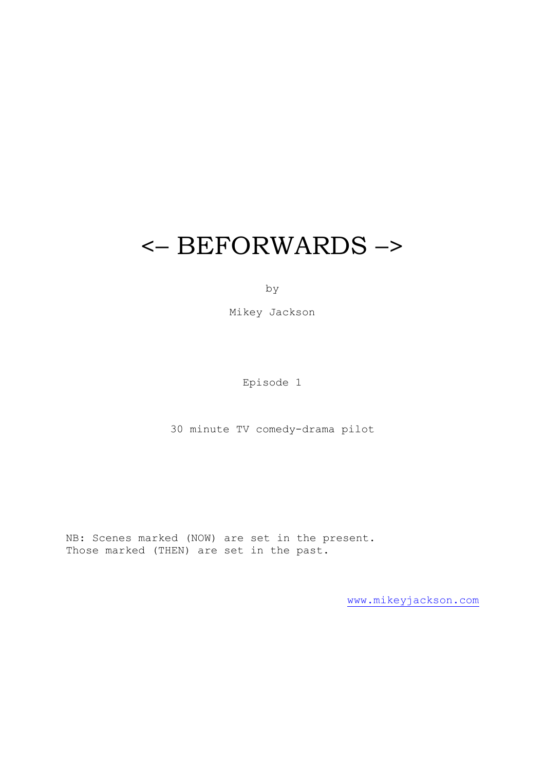# <– BEFORWARDS –>

by

Mikey Jackson

Episode 1

30 minute TV comedy-drama pilot

NB: Scenes marked (NOW) are set in the present.
Those marked (THEN) are set in the past.

www.mikeyjackson.com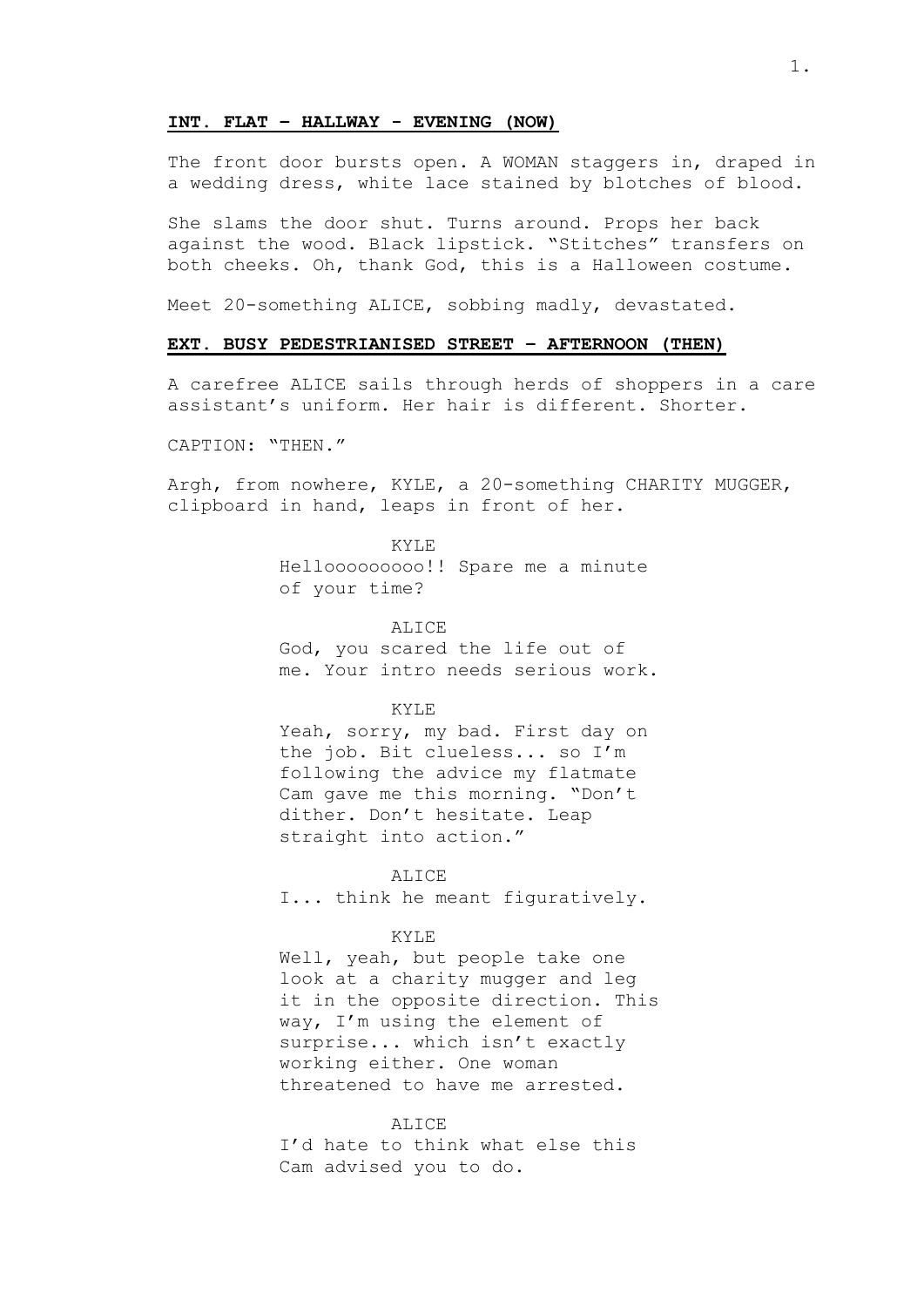**INT. FLAT – HALLWAY - EVENING (NOW)**

The front door bursts open. A WOMAN staggers in, draped in a wedding dress, white lace stained by blotches of blood.

She slams the door shut. Turns around. Props her back against the wood. Black lipstick. "Stitches" transfers on both cheeks. Oh, thank God, this is a Halloween costume.

Meet 20-something ALICE, sobbing madly, devastated.

**EXT. BUSY PEDESTRIANISED STREET – AFTERNOON (THEN)**

A carefree ALICE sails through herds of shoppers in a care assistant's uniform. Her hair is different. Shorter.

CAPTION: "THEN."

Argh, from nowhere, KYLE, a 20-something CHARITY MUGGER, clipboard in hand, leaps in front of her.

KYLE
Hellooooooooo!! Spare me a minute of your time?

ALICE
God, you scared the life out of me. Your intro needs serious work.

KYLE
Yeah, sorry, my bad. First day on the job. Bit clueless... so I'm following the advice my flatmate Cam gave me this morning. "Don't dither. Don't hesitate. Leap straight into action."

ALICE
I... think he meant figuratively.

KYLE
Well, yeah, but people take one look at a charity mugger and leg it in the opposite direction. This way, I'm using the element of surprise... which isn't exactly working either. One woman threatened to have me arrested.

ALICE
I'd hate to think what else this Cam advised you to do.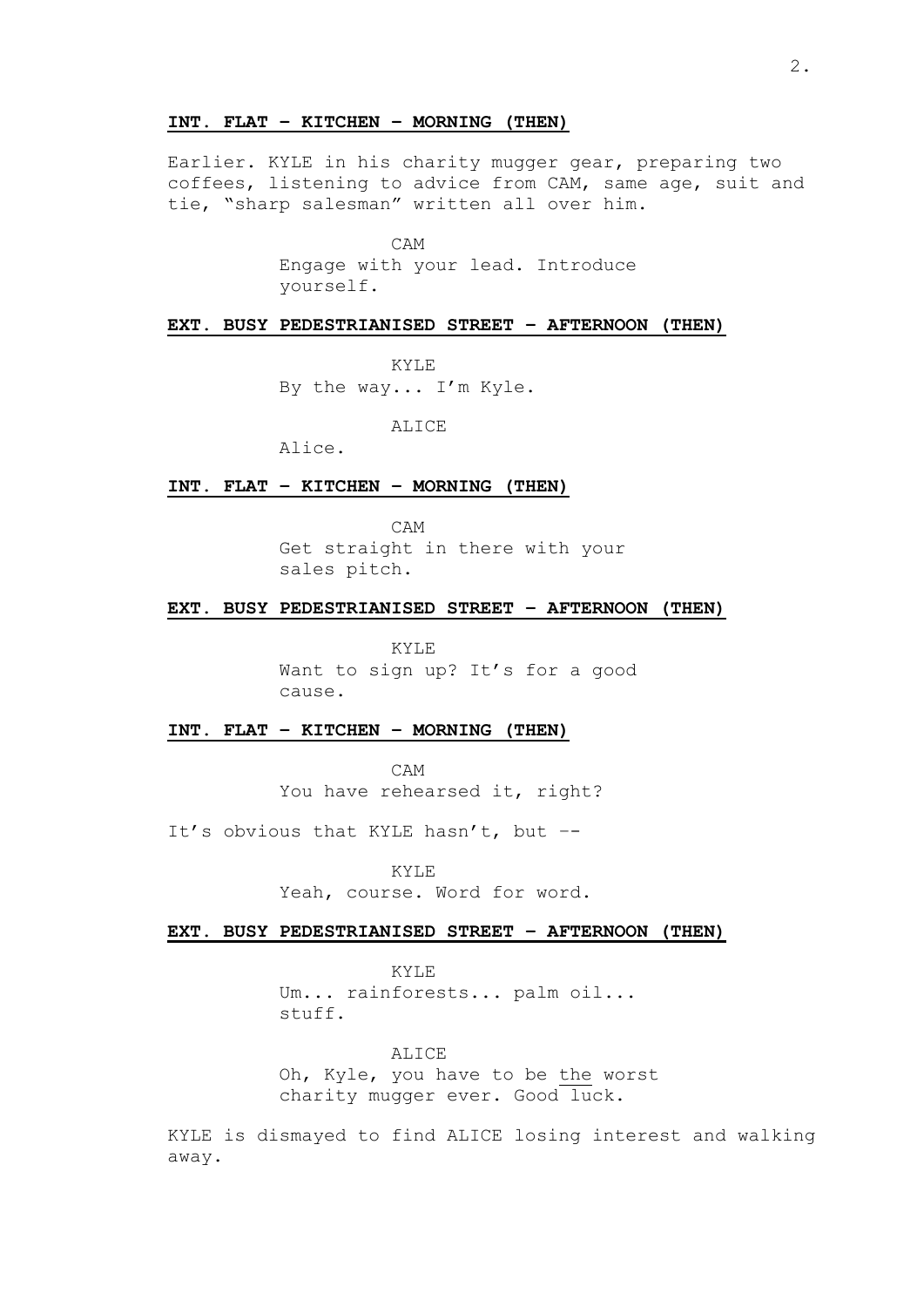**INT. FLAT – KITCHEN – MORNING (THEN)**

Earlier. KYLE in his charity mugger gear, preparing two coffees, listening to advice from CAM, same age, suit and tie, "sharp salesman" written all over him.

CAM
Engage with your lead. Introduce yourself.

**EXT. BUSY PEDESTRIANISED STREET – AFTERNOON (THEN)**

KYLE
By the way... I'm Kyle.

ALICE
Alice.

**INT. FLAT – KITCHEN – MORNING (THEN)**

CAM
Get straight in there with your sales pitch.

**EXT. BUSY PEDESTRIANISED STREET – AFTERNOON (THEN)**

KYLE
Want to sign up? It's for a good cause.

**INT. FLAT – KITCHEN – MORNING (THEN)**

CAM
You have rehearsed it, right?

It's obvious that KYLE hasn't, but --

KYLE
Yeah, course. Word for word.

**EXT. BUSY PEDESTRIANISED STREET – AFTERNOON (THEN)**

KYLE
Um... rainforests... palm oil... stuff.

ALICE
Oh, Kyle, you have to be <u>the</u> worst charity mugger ever. Good luck.

KYLE is dismayed to find ALICE losing interest and walking away.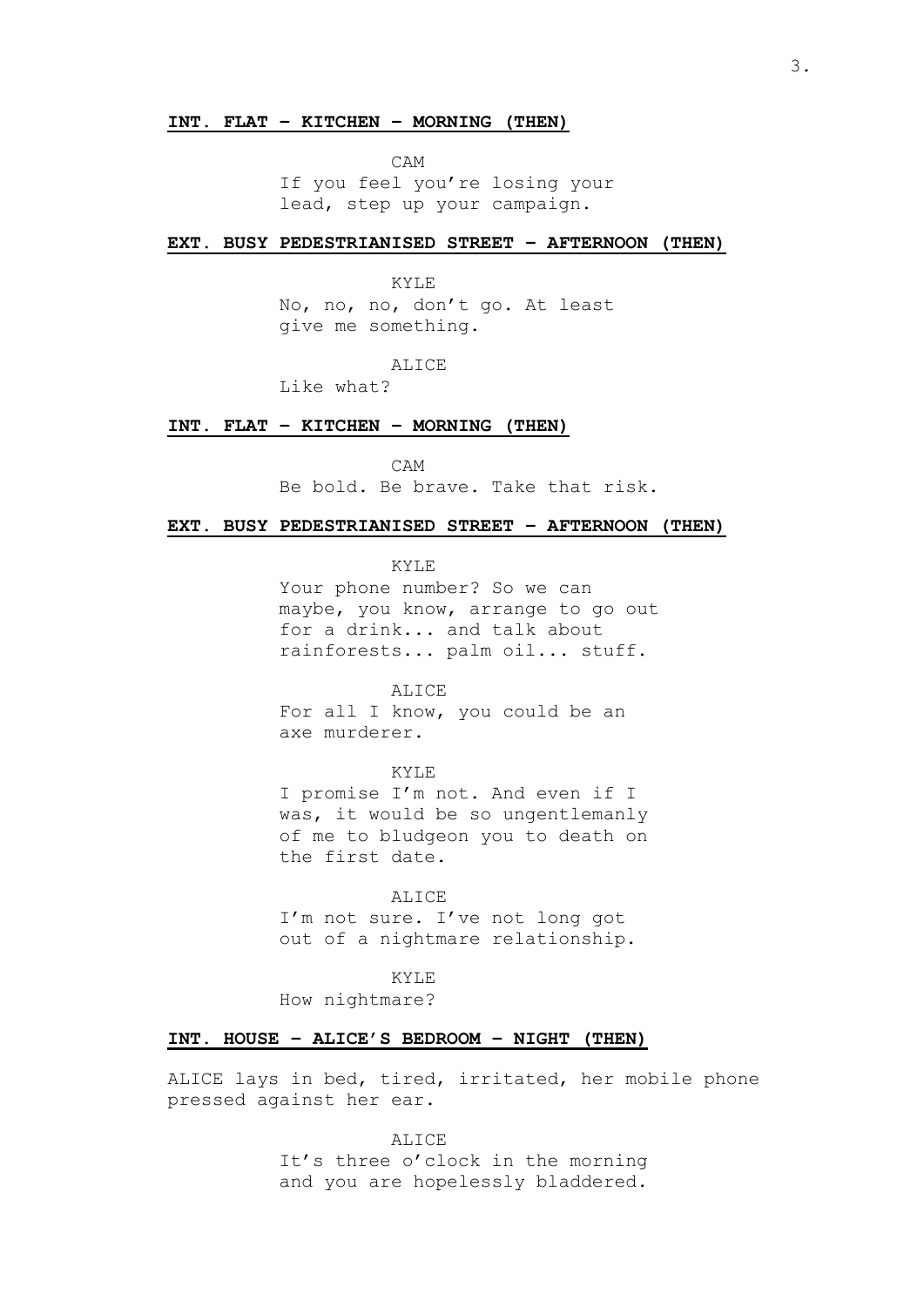**INT. FLAT – KITCHEN – MORNING (THEN)**

CAM

If you feel you're losing your lead, step up your campaign.

**EXT. BUSY PEDESTRIANISED STREET – AFTERNOON (THEN)**

KYLE

No, no, no, don't go. At least give me something.

ALICE

Like what?

**INT. FLAT – KITCHEN – MORNING (THEN)**

CAM

Be bold. Be brave. Take that risk.

**EXT. BUSY PEDESTRIANISED STREET – AFTERNOON (THEN)**

KYLE

Your phone number? So we can maybe, you know, arrange to go out for a drink... and talk about rainforests... palm oil... stuff.

ALICE

For all I know, you could be an axe murderer.

KYLE

I promise I'm not. And even if I was, it would be so ungentlemanly of me to bludgeon you to death on the first date.

ALICE

I'm not sure. I've not long got out of a nightmare relationship.

KYLE

How nightmare?

**INT. HOUSE – ALICE'S BEDROOM – NIGHT (THEN)**

ALICE lays in bed, tired, irritated, her mobile phone pressed against her ear.

ALICE

It's three o'clock in the morning and you are hopelessly bladdered.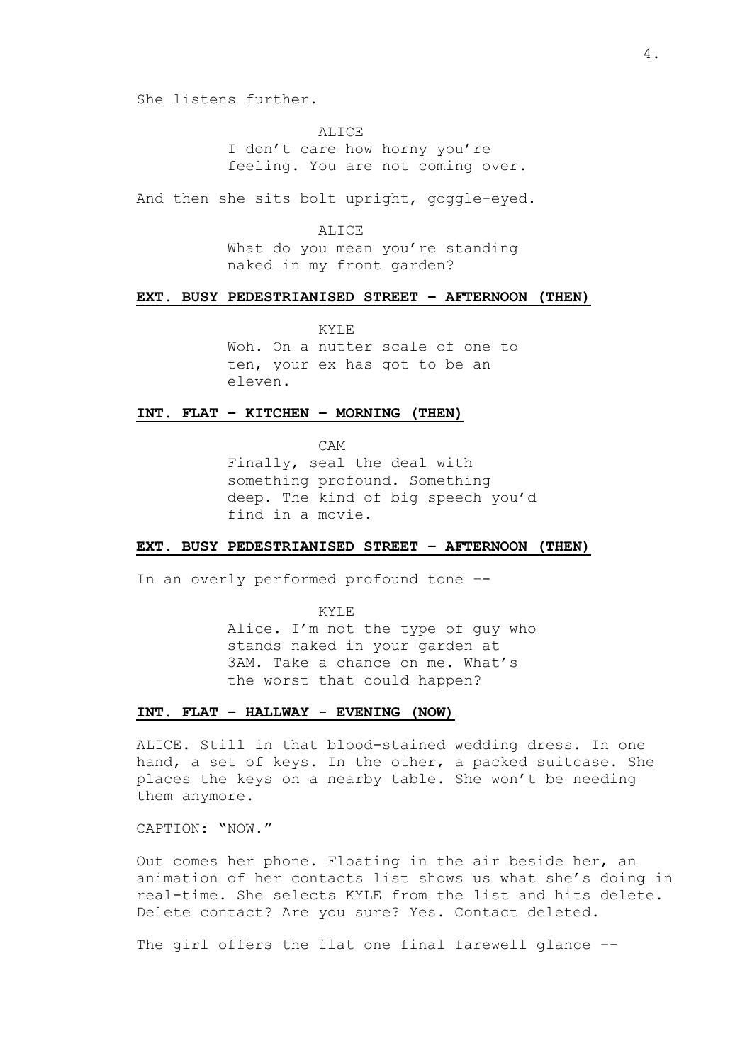She listens further.

ALICE
I don't care how horny you're feeling. You are not coming over.

And then she sits bolt upright, goggle-eyed.

ALICE
What do you mean you're standing naked in my front garden?

**EXT. BUSY PEDESTRIANISED STREET – AFTERNOON (THEN)**

KYLE
Woh. On a nutter scale of one to ten, your ex has got to be an eleven.

**INT. FLAT – KITCHEN – MORNING (THEN)**

CAM
Finally, seal the deal with something profound. Something deep. The kind of big speech you'd find in a movie.

**EXT. BUSY PEDESTRIANISED STREET – AFTERNOON (THEN)**

In an overly performed profound tone --

KYLE
Alice. I'm not the type of guy who stands naked in your garden at 3AM. Take a chance on me. What's the worst that could happen?

**INT. FLAT – HALLWAY - EVENING (NOW)**

ALICE. Still in that blood-stained wedding dress. In one hand, a set of keys. In the other, a packed suitcase. She places the keys on a nearby table. She won't be needing them anymore.

CAPTION: "NOW."

Out comes her phone. Floating in the air beside her, an animation of her contacts list shows us what she's doing in real-time. She selects KYLE from the list and hits delete. Delete contact? Are you sure? Yes. Contact deleted.

The girl offers the flat one final farewell glance --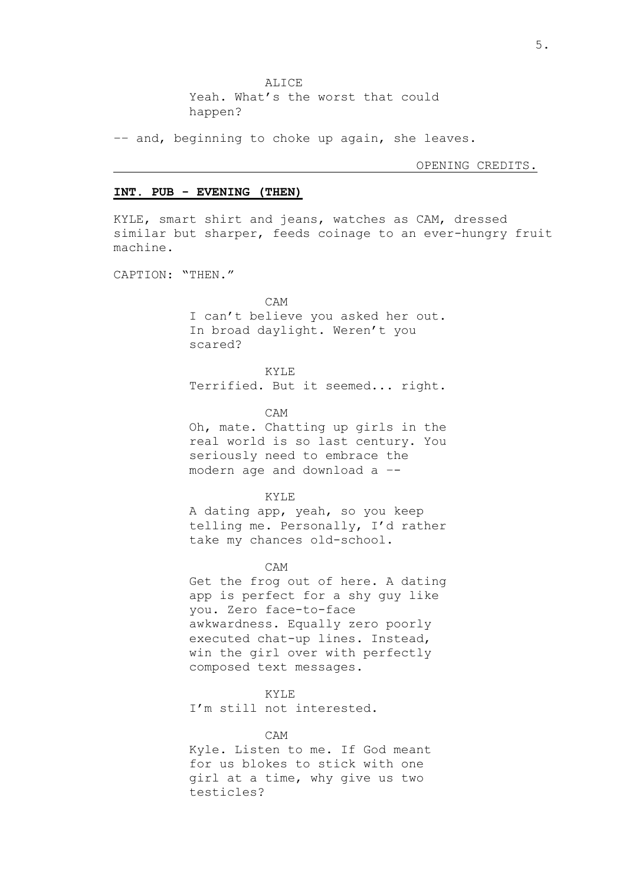ALICE

Yeah. What's the worst that could happen?

-- and, beginning to choke up again, she leaves.

OPENING CREDITS.

**INT. PUB - EVENING (THEN)**

KYLE, smart shirt and jeans, watches as CAM, dressed similar but sharper, feeds coinage to an ever-hungry fruit machine.

CAPTION: "THEN."

CAM

I can't believe you asked her out. In broad daylight. Weren't you scared?

KYLE

Terrified. But it seemed... right.

CAM

Oh, mate. Chatting up girls in the real world is so last century. You seriously need to embrace the modern age and download a --

KYLE

A dating app, yeah, so you keep telling me. Personally, I'd rather take my chances old-school.

CAM

Get the frog out of here. A dating app is perfect for a shy guy like you. Zero face-to-face awkwardness. Equally zero poorly executed chat-up lines. Instead, win the girl over with perfectly composed text messages.

KYLE

I'm still not interested.

CAM

Kyle. Listen to me. If God meant for us blokes to stick with one girl at a time, why give us two testicles?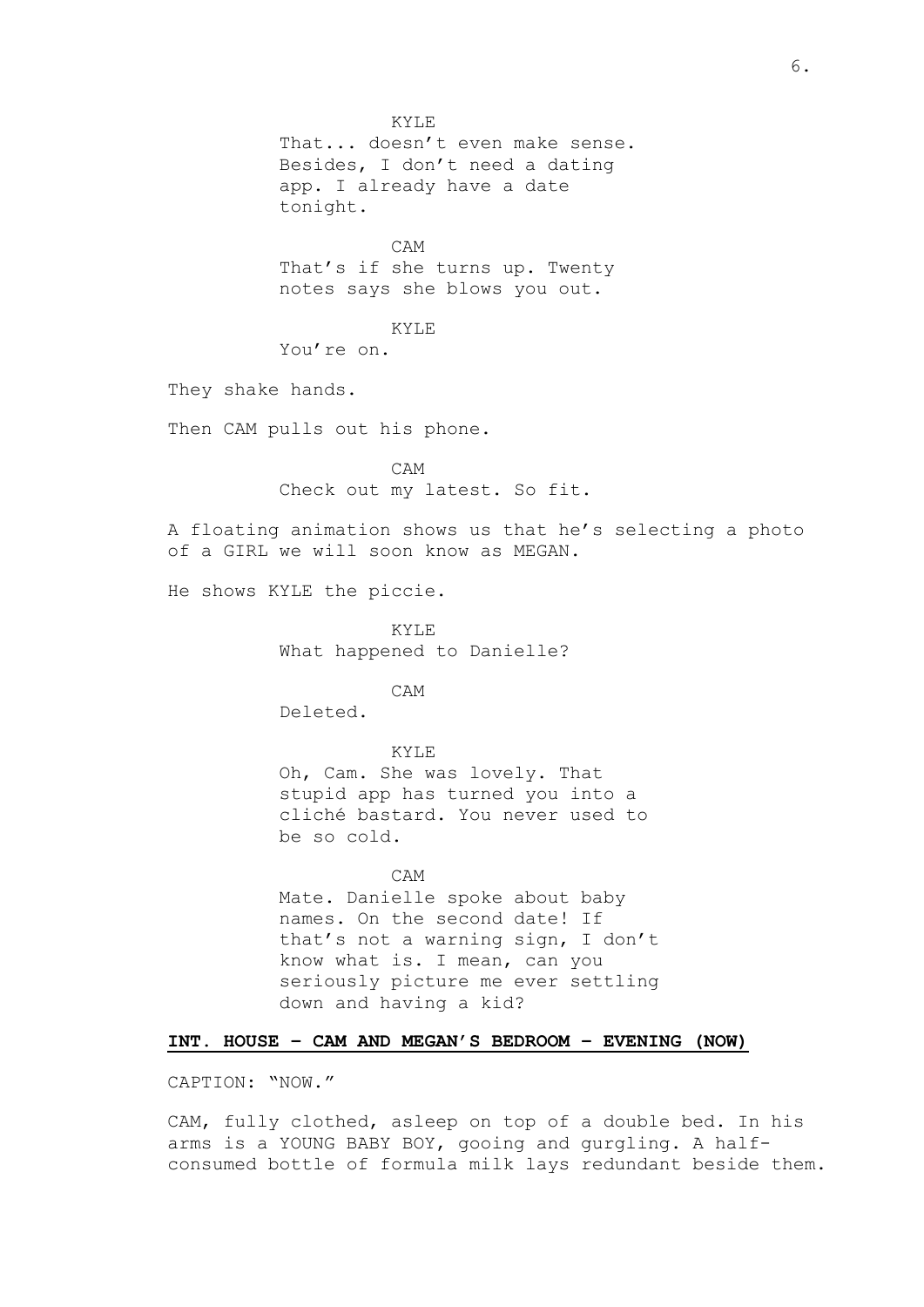KYLE

That... doesn't even make sense. Besides, I don't need a dating app. I already have a date tonight.

CAM

That's if she turns up. Twenty notes says she blows you out.

KYLE

You're on.

They shake hands.

Then CAM pulls out his phone.

CAM

Check out my latest. So fit.

A floating animation shows us that he's selecting a photo of a GIRL we will soon know as MEGAN.

He shows KYLE the piccie.

KYLE

What happened to Danielle?

CAM

Deleted.

KYLE

Oh, Cam. She was lovely. That stupid app has turned you into a cliché bastard. You never used to be so cold.

CAM

Mate. Danielle spoke about baby names. On the second date! If that's not a warning sign, I don't know what is. I mean, can you seriously picture me ever settling down and having a kid?

**INT. HOUSE – CAM AND MEGAN'S BEDROOM – EVENING (NOW)**

CAPTION: "NOW."

CAM, fully clothed, asleep on top of a double bed. In his arms is a YOUNG BABY BOY, gooing and gurgling. A half-consumed bottle of formula milk lays redundant beside them.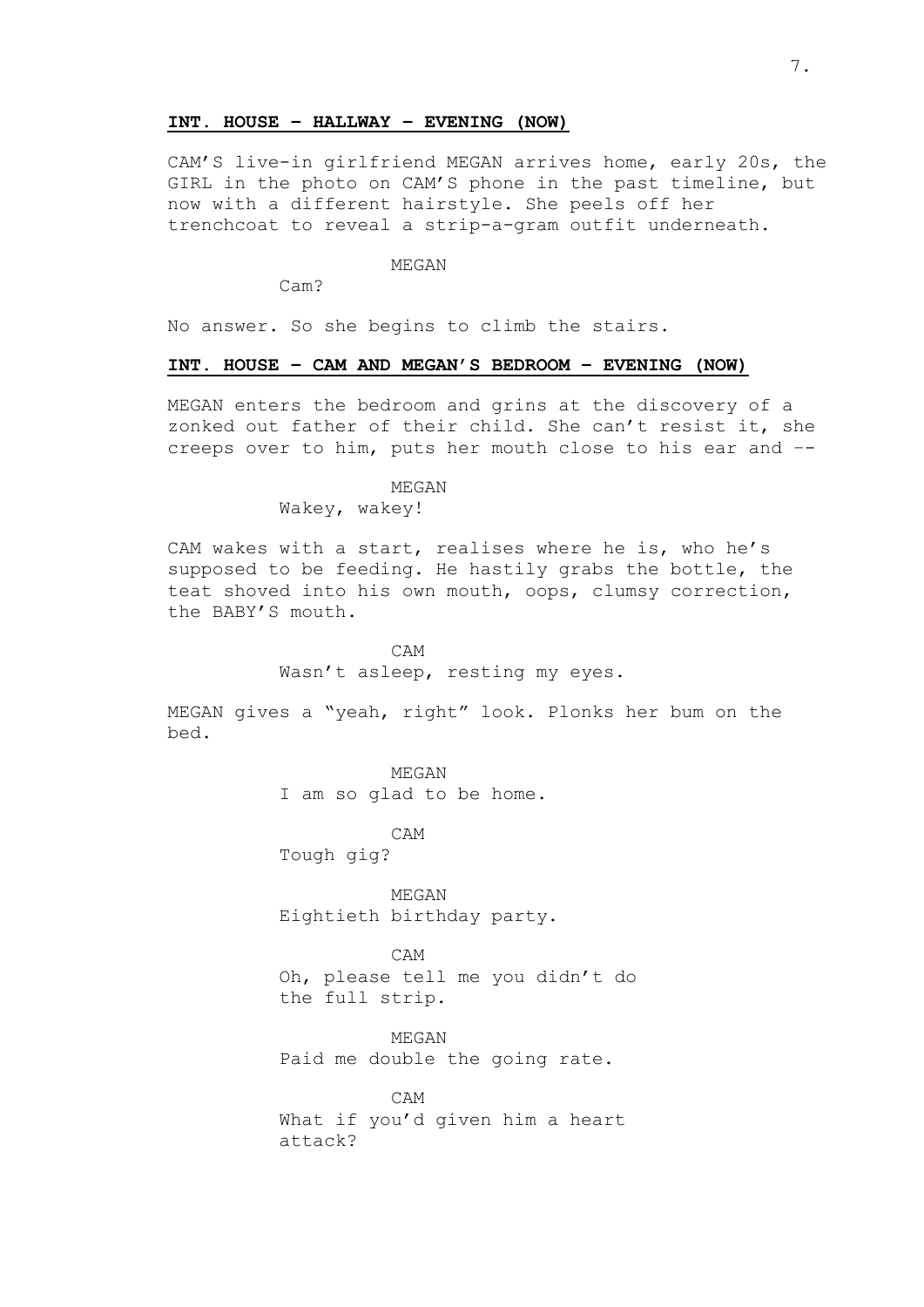**INT. HOUSE – HALLWAY – EVENING (NOW)**

CAM'S live-in girlfriend MEGAN arrives home, early 20s, the GIRL in the photo on CAM'S phone in the past timeline, but now with a different hairstyle. She peels off her trenchcoat to reveal a strip-a-gram outfit underneath.

MEGAN

Cam?

No answer. So she begins to climb the stairs.

**INT. HOUSE – CAM AND MEGAN'S BEDROOM – EVENING (NOW)**

MEGAN enters the bedroom and grins at the discovery of a zonked out father of their child. She can't resist it, she creeps over to him, puts her mouth close to his ear and –-

MEGAN

Wakey, wakey!

CAM wakes with a start, realises where he is, who he's supposed to be feeding. He hastily grabs the bottle, the teat shoved into his own mouth, oops, clumsy correction, the BABY'S mouth.

CAM

Wasn't asleep, resting my eyes.

MEGAN gives a "yeah, right" look. Plonks her bum on the bed.

MEGAN

I am so glad to be home.

CAM

Tough gig?

MEGAN

Eightieth birthday party.

CAM

Oh, please tell me you didn't do the full strip.

MEGAN

Paid me double the going rate.

CAM

What if you'd given him a heart attack?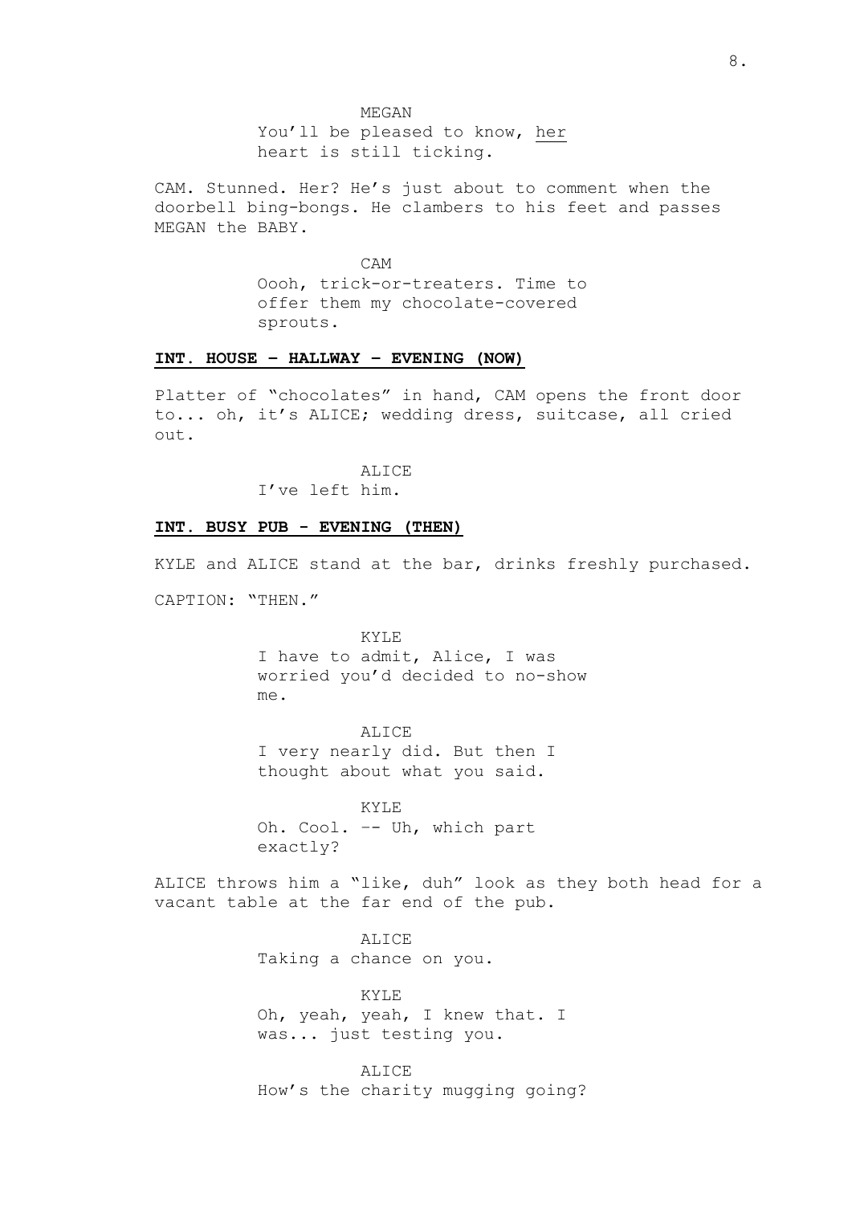MEGAN

You'll be pleased to know, <u>her</u> heart is still ticking.

CAM. Stunned. Her? He's just about to comment when the doorbell bing-bongs. He clambers to his feet and passes MEGAN the BABY.

CAM

Oooh, trick-or-treaters. Time to offer them my chocolate-covered sprouts.

**<u>INT. HOUSE – HALLWAY – EVENING (NOW)</u>**

Platter of "chocolates" in hand, CAM opens the front door to... oh, it's ALICE; wedding dress, suitcase, all cried out.

ALICE

I've left him.

**<u>INT. BUSY PUB - EVENING (THEN)</u>**

KYLE and ALICE stand at the bar, drinks freshly purchased.

CAPTION: "THEN."

KYLE

I have to admit, Alice, I was worried you'd decided to no-show me.

ALICE

I very nearly did. But then I thought about what you said.

KYLE

Oh. Cool. –- Uh, which part exactly?

ALICE throws him a "like, duh" look as they both head for a vacant table at the far end of the pub.

ALICE

Taking a chance on you.

KYLE

Oh, yeah, yeah, I knew that. I was... just testing you.

ALICE

How's the charity mugging going?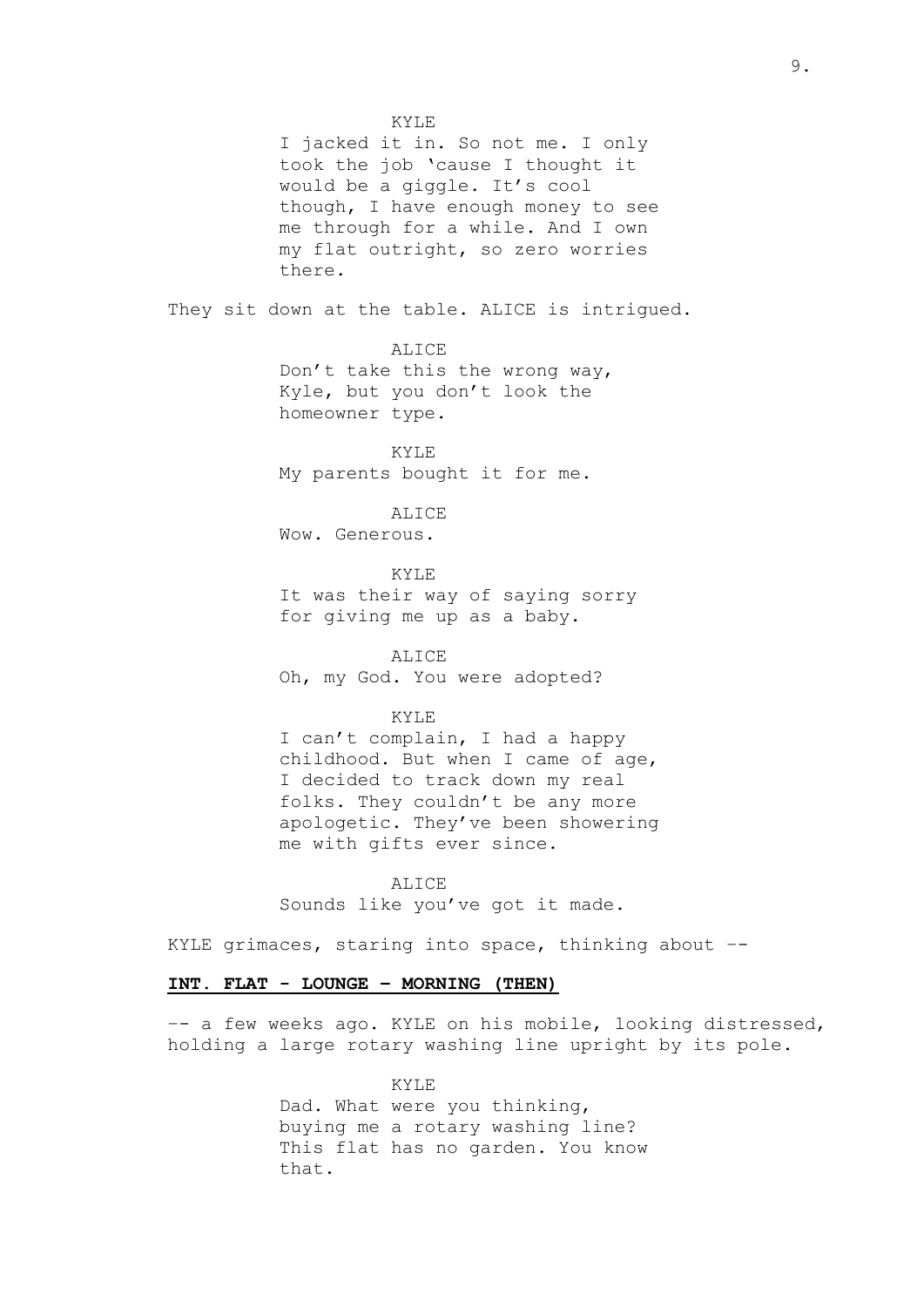KYLE

I jacked it in. So not me. I only took the job 'cause I thought it would be a giggle. It's cool though, I have enough money to see me through for a while. And I own my flat outright, so zero worries there.

They sit down at the table. ALICE is intrigued.

ALICE

Don't take this the wrong way, Kyle, but you don't look the homeowner type.

KYLE

My parents bought it for me.

ALICE

Wow. Generous.

KYLE

It was their way of saying sorry for giving me up as a baby.

ALICE

Oh, my God. You were adopted?

KYLE

I can't complain, I had a happy childhood. But when I came of age, I decided to track down my real folks. They couldn't be any more apologetic. They've been showering me with gifts ever since.

ALICE

Sounds like you've got it made.

KYLE grimaces, staring into space, thinking about --

**INT. FLAT - LOUNGE – MORNING (THEN)**

-- a few weeks ago. KYLE on his mobile, looking distressed, holding a large rotary washing line upright by its pole.

KYLE

Dad. What were you thinking, buying me a rotary washing line? This flat has no garden. You know that.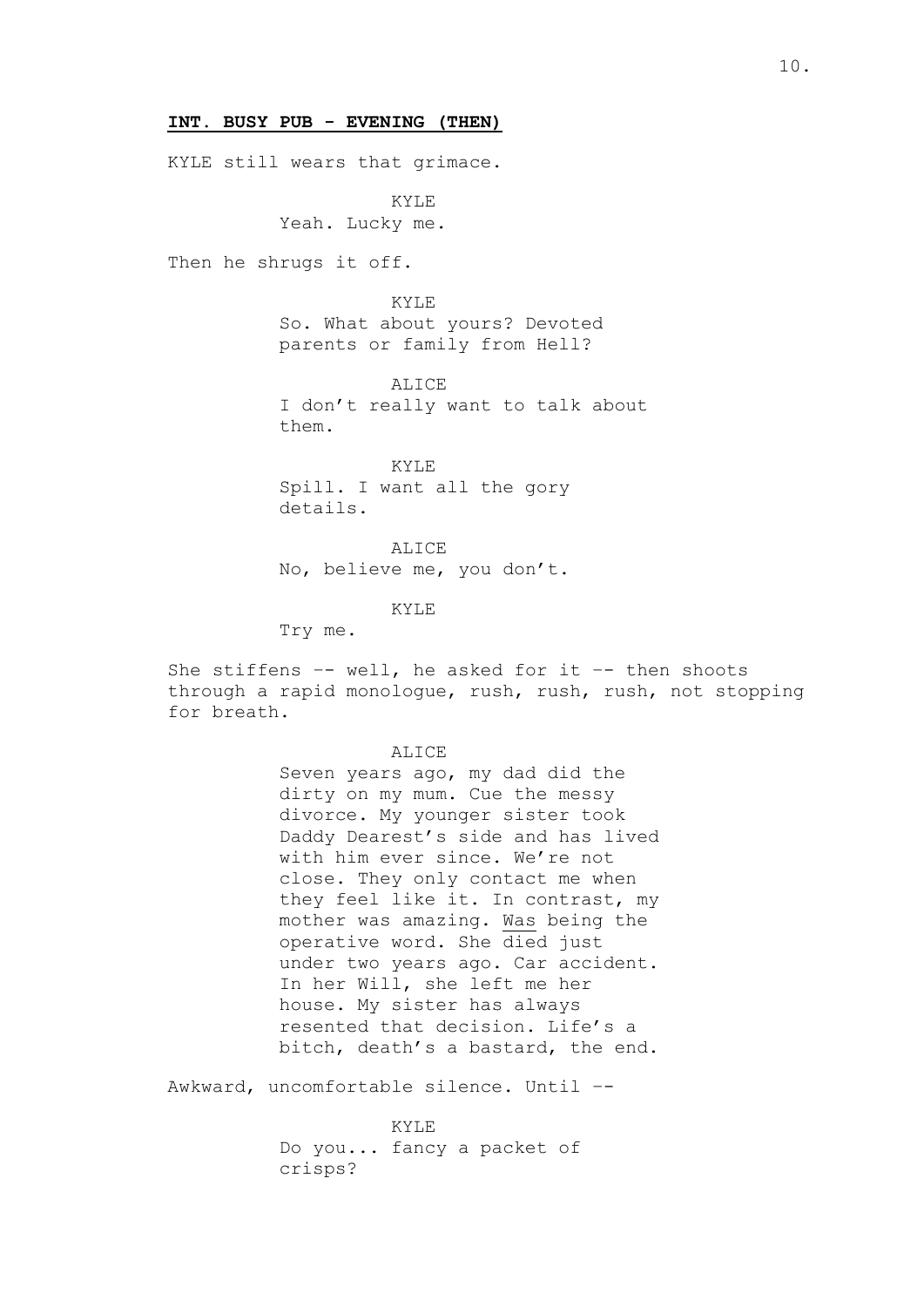**INT. BUSY PUB - EVENING (THEN)**

KYLE still wears that grimace.

KYLE
Yeah. Lucky me.

Then he shrugs it off.

KYLE
So. What about yours? Devoted parents or family from Hell?

ALICE
I don't really want to talk about them.

KYLE
Spill. I want all the gory details.

ALICE
No, believe me, you don't.

KYLE
Try me.

She stiffens -- well, he asked for it -- then shoots through a rapid monologue, rush, rush, rush, not stopping for breath.

ALICE
Seven years ago, my dad did the dirty on my mum. Cue the messy divorce. My younger sister took Daddy Dearest's side and has lived with him ever since. We're not close. They only contact me when they feel like it. In contrast, my mother was amazing. Was being the operative word. She died just under two years ago. Car accident. In her Will, she left me her house. My sister has always resented that decision. Life's a bitch, death's a bastard, the end.

Awkward, uncomfortable silence. Until --

KYLE
Do you... fancy a packet of crisps?